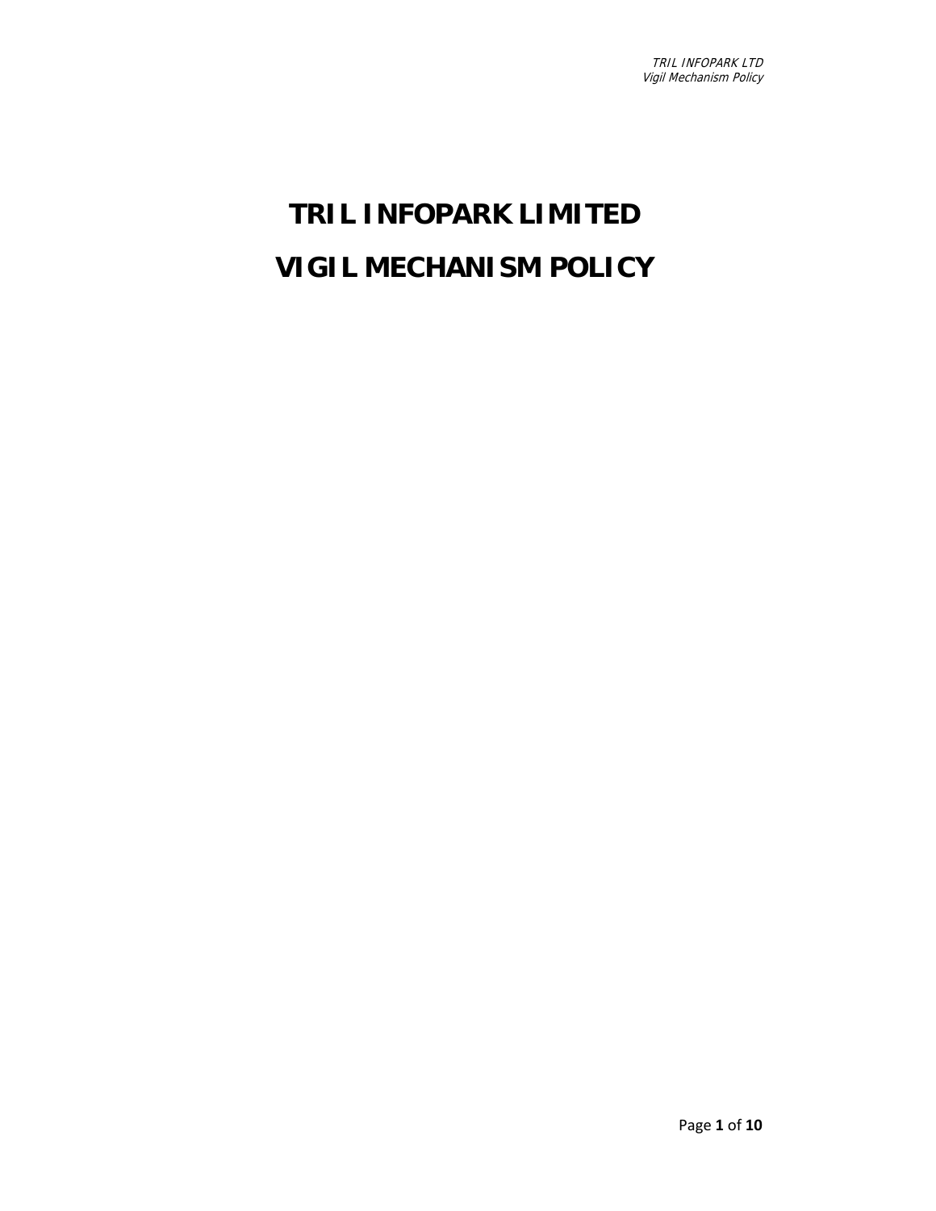# TRIL INFOPARK LIMITED

# VIGIL MECHANISM POLICY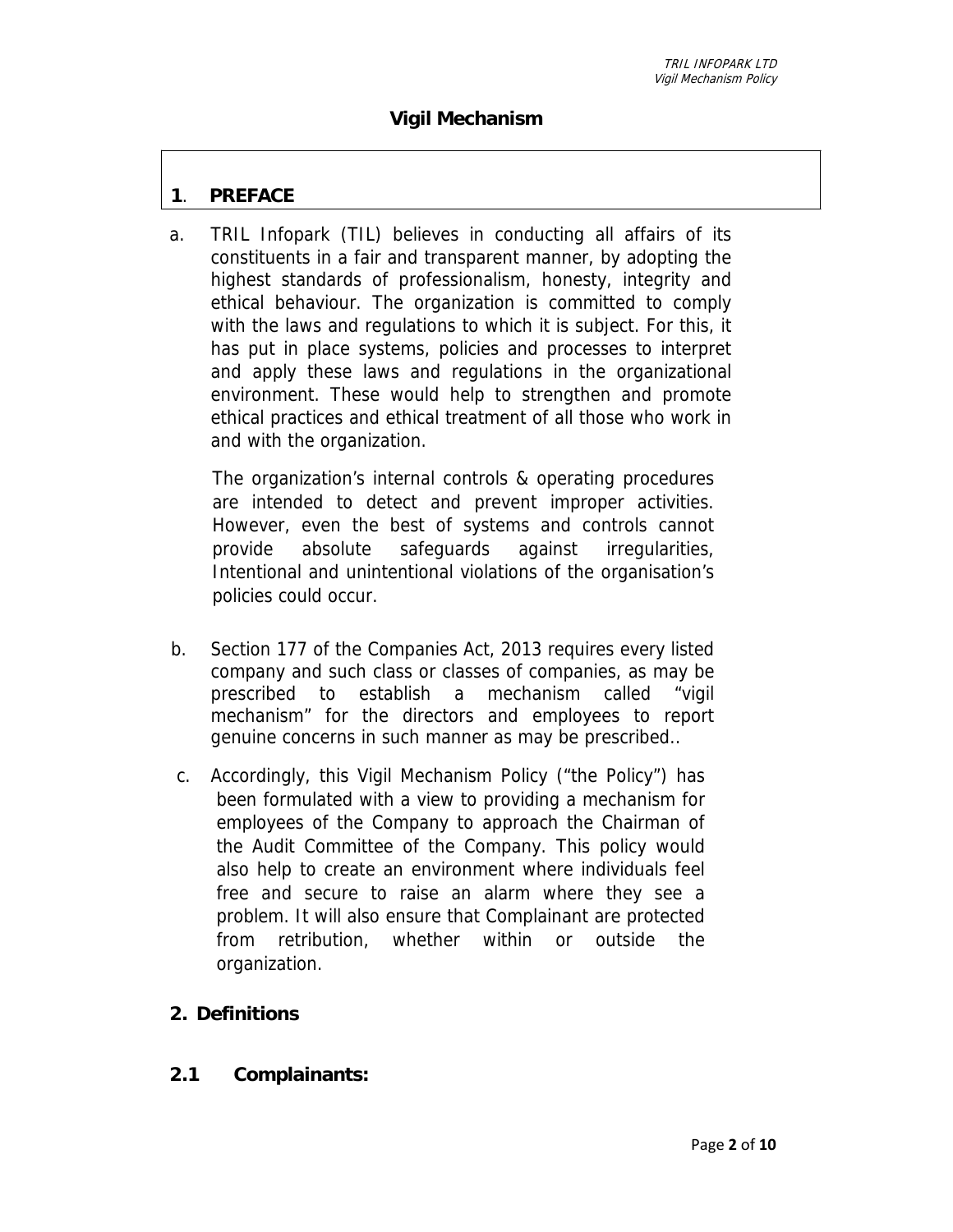## Vigil Mechanism

## 1. PREFACE

a. TRIL Infopark (TIL) believes in conducting all affairs of its constituents in a fair and transparent manner, by adopting the highest standards of professionalism, honesty, integrity and ethical behaviour. The organization is committed to comply with the laws and regulations to which it is subject. For this, it has put in place systems, policies and processes to interpret and apply these laws and regulations in the organizational environment. These would help to strengthen and promote ethical practices and ethical treatment of all those who work in and with the organization.

   The organization's internal controls & operating procedures are intended to detect and prevent improper activities. However, even the best of systems and controls cannot provide absolute safeguards against irregularities, Intentional and unintentional violations of the organisation's policies could occur.

b. Section 177 of the Companies Act, 2013 requires every listed company and such class or classes of companies, as may be prescribed to establish a mechanism called "vigil mechanism" for the directors and employees to report genuine concerns in such manner as may be prescribed..

c. Accordingly, this Vigil Mechanism Policy ("the Policy") has been formulated with a view to providing a mechanism for employees of the Company to approach the Chairman of the Audit Committee of the Company. This policy would also help to create an environment where individuals feel free and secure to raise an alarm where they see a problem. It will also ensure that Complainant are protected from retribution, whether within or outside the organization.

## 2. Definitions

### 2.1 Complainants: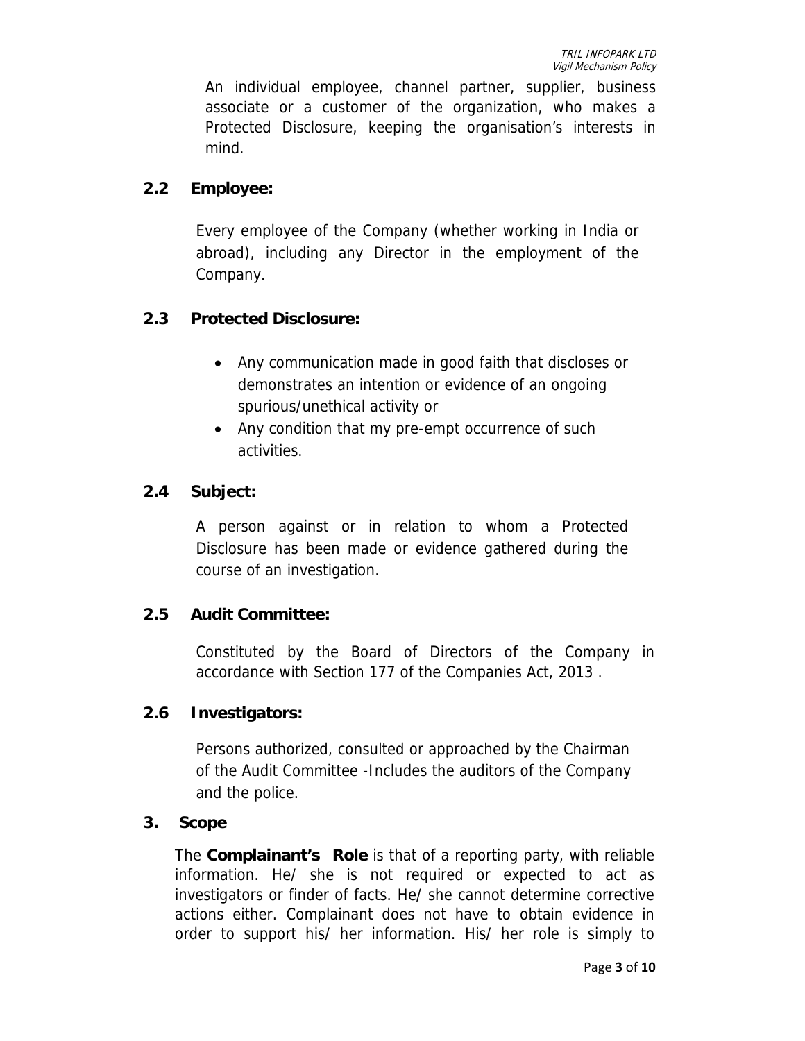An individual employee, channel partner, supplier, business associate or a customer of the organization, who makes a Protected Disclosure, keeping the organisation's interests in mind.

### 2.2 Employee:

Every employee of the Company (whether working in India or abroad), including any Director in the employment of the Company.

### 2.3 Protected Disclosure:

- Any communication made in good faith that discloses or demonstrates an intention or evidence of an ongoing spurious/unethical activity or
- Any condition that my pre-empt occurrence of such activities.

### 2.4 Subject:

A person against or in relation to whom a Protected Disclosure has been made or evidence gathered during the course of an investigation.

### 2.5 Audit Committee:

Constituted by the Board of Directors of the Company in accordance with Section 177 of the Companies Act, 2013 .

### 2.6 Investigators:

Persons authorized, consulted or approached by the Chairman of the Audit Committee -Includes the auditors of the Company and the police.

## 3. Scope

The **Complainant's Role** is that of a reporting party, with reliable information. He/ she is not required or expected to act as investigators or finder of facts. He/ she cannot determine corrective actions either. Complainant does not have to obtain evidence in order to support his/ her information. His/ her role is simply to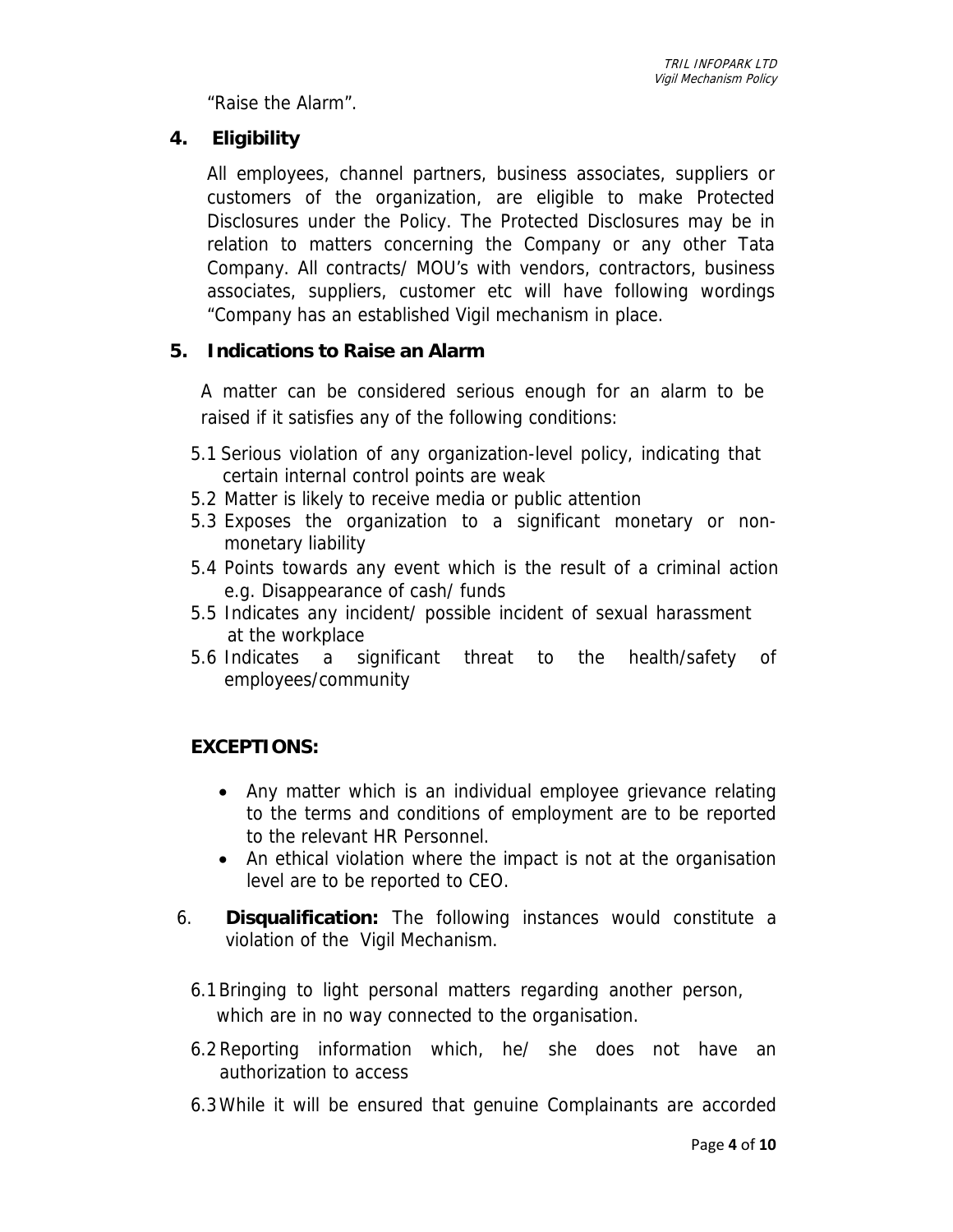"Raise the Alarm".

## 4. Eligibility

All employees, channel partners, business associates, suppliers or customers of the organization, are eligible to make Protected Disclosures under the Policy. The Protected Disclosures may be in relation to matters concerning the Company or any other Tata Company. All contracts/ MOU's with vendors, contractors, business associates, suppliers, customer etc will have following wordings "Company has an established Vigil mechanism in place.

## 5. Indications to Raise an Alarm

A matter can be considered serious enough for an alarm to be raised if it satisfies any of the following conditions:

5.1 Serious violation of any organization-level policy, indicating that certain internal control points are weak
5.2 Matter is likely to receive media or public attention
5.3 Exposes the organization to a significant monetary or non-monetary liability
5.4 Points towards any event which is the result of a criminal action e.g. Disappearance of cash/ funds
5.5 Indicates any incident/ possible incident of sexual harassment at the workplace
5.6 Indicates a significant threat to the health/safety of employees/community

**EXCEPTIONS:**

- Any matter which is an individual employee grievance relating to the terms and conditions of employment are to be reported to the relevant HR Personnel.
- An ethical violation where the impact is not at the organisation level are to be reported to CEO.

6. **Disqualification:** The following instances would constitute a violation of the Vigil Mechanism.

6.1 Bringing to light personal matters regarding another person, which are in no way connected to the organisation.

6.2 Reporting information which, he/ she does not have an authorization to access

6.3 While it will be ensured that genuine Complainants are accorded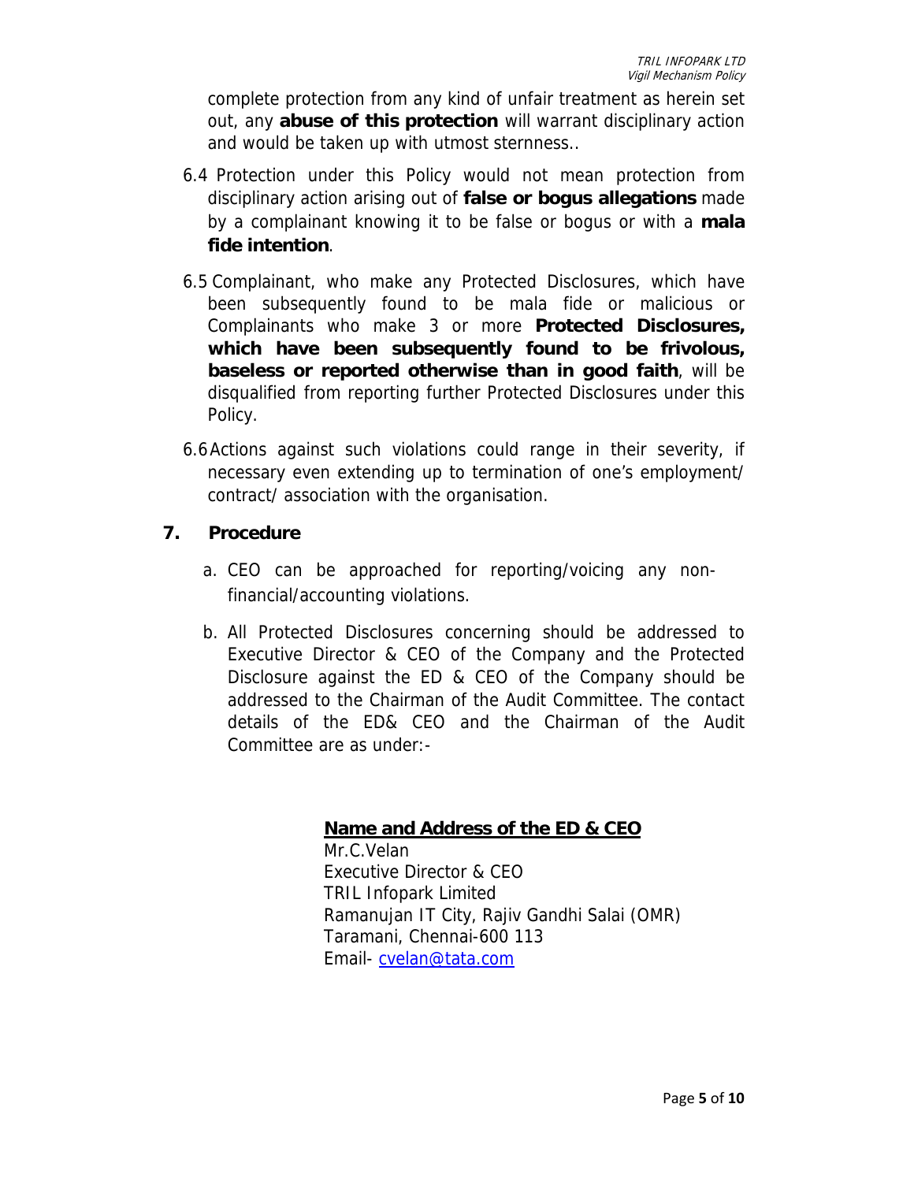complete protection from any kind of unfair treatment as herein set out, any **abuse of this protection** will warrant disciplinary action and would be taken up with utmost sternness..

6.4 Protection under this Policy would not mean protection from disciplinary action arising out of **false or bogus allegations** made by a complainant knowing it to be false or bogus or with a **mala fide intention**.

6.5 Complainant, who make any Protected Disclosures, which have been subsequently found to be mala fide or malicious or Complainants who make 3 or more **Protected Disclosures, which have been subsequently found to be frivolous, baseless or reported otherwise than in good faith**, will be disqualified from reporting further Protected Disclosures under this Policy.

6.6 Actions against such violations could range in their severity, if necessary even extending up to termination of one's employment/ contract/ association with the organisation.

## 7. Procedure

a. CEO can be approached for reporting/voicing any non-financial/accounting violations.

b. All Protected Disclosures concerning should be addressed to Executive Director & CEO of the Company and the Protected Disclosure against the ED & CEO of the Company should be addressed to the Chairman of the Audit Committee. The contact details of the ED& CEO and the Chairman of the Audit Committee are as under:-

**Name and Address of the ED & CEO**

Mr.C.Velan
Executive Director & CEO
TRIL Infopark Limited
Ramanujan IT City, Rajiv Gandhi Salai (OMR)
Taramani, Chennai-600 113
Email- cvelan@tata.com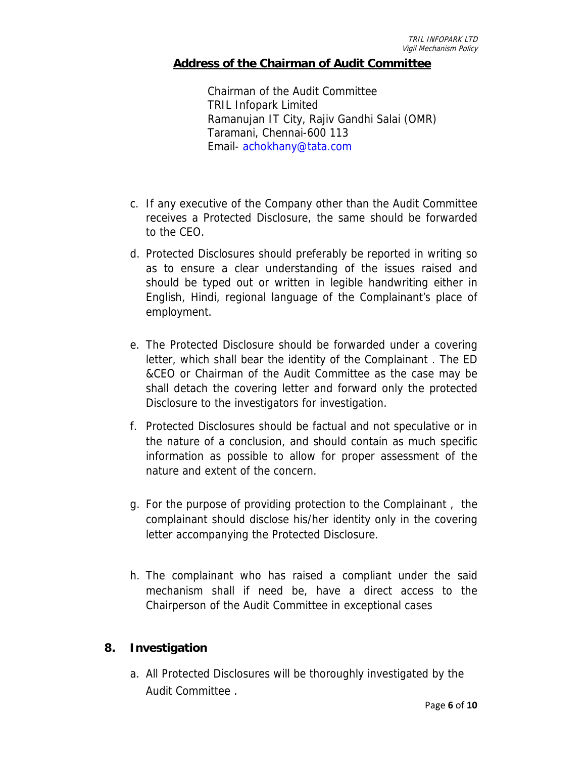**Address of the Chairman of Audit Committee**

Chairman of the Audit Committee
TRIL Infopark Limited
Ramanujan IT City, Rajiv Gandhi Salai (OMR)
Taramani, Chennai-600 113
Email- achokhany@tata.com

c. If any executive of the Company other than the Audit Committee receives a Protected Disclosure, the same should be forwarded to the CEO.

d. Protected Disclosures should preferably be reported in writing so as to ensure a clear understanding of the issues raised and should be typed out or written in legible handwriting either in English, Hindi, regional language of the Complainant's place of employment.

e. The Protected Disclosure should be forwarded under a covering letter, which shall bear the identity of the Complainant . The ED &CEO or Chairman of the Audit Committee as the case may be shall detach the covering letter and forward only the protected Disclosure to the investigators for investigation.

f. Protected Disclosures should be factual and not speculative or in the nature of a conclusion, and should contain as much specific information as possible to allow for proper assessment of the nature and extent of the concern.

g. For the purpose of providing protection to the Complainant , the complainant should disclose his/her identity only in the covering letter accompanying the Protected Disclosure.

h. The complainant who has raised a compliant under the said mechanism shall if need be, have a direct access to the Chairperson of the Audit Committee in exceptional cases

## 8. Investigation

a. All Protected Disclosures will be thoroughly investigated by the Audit Committee .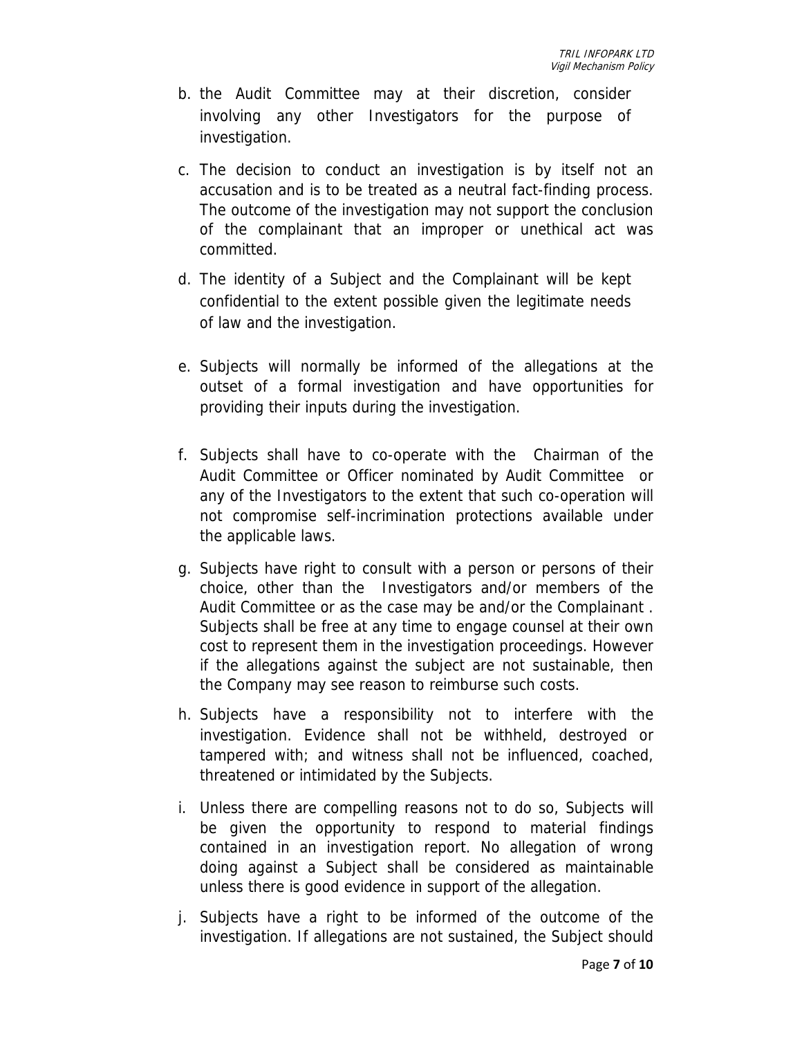b. the Audit Committee may at their discretion, consider involving any other Investigators for the purpose of investigation.

c. The decision to conduct an investigation is by itself not an accusation and is to be treated as a neutral fact-finding process. The outcome of the investigation may not support the conclusion of the complainant that an improper or unethical act was committed.

d. The identity of a Subject and the Complainant will be kept confidential to the extent possible given the legitimate needs of law and the investigation.

e. Subjects will normally be informed of the allegations at the outset of a formal investigation and have opportunities for providing their inputs during the investigation.

f. Subjects shall have to co-operate with the Chairman of the Audit Committee or Officer nominated by Audit Committee or any of the Investigators to the extent that such co-operation will not compromise self-incrimination protections available under the applicable laws.

g. Subjects have right to consult with a person or persons of their choice, other than the Investigators and/or members of the Audit Committee or as the case may be and/or the Complainant . Subjects shall be free at any time to engage counsel at their own cost to represent them in the investigation proceedings. However if the allegations against the subject are not sustainable, then the Company may see reason to reimburse such costs.

h. Subjects have a responsibility not to interfere with the investigation. Evidence shall not be withheld, destroyed or tampered with; and witness shall not be influenced, coached, threatened or intimidated by the Subjects.

i. Unless there are compelling reasons not to do so, Subjects will be given the opportunity to respond to material findings contained in an investigation report. No allegation of wrong doing against a Subject shall be considered as maintainable unless there is good evidence in support of the allegation.

j. Subjects have a right to be informed of the outcome of the investigation. If allegations are not sustained, the Subject should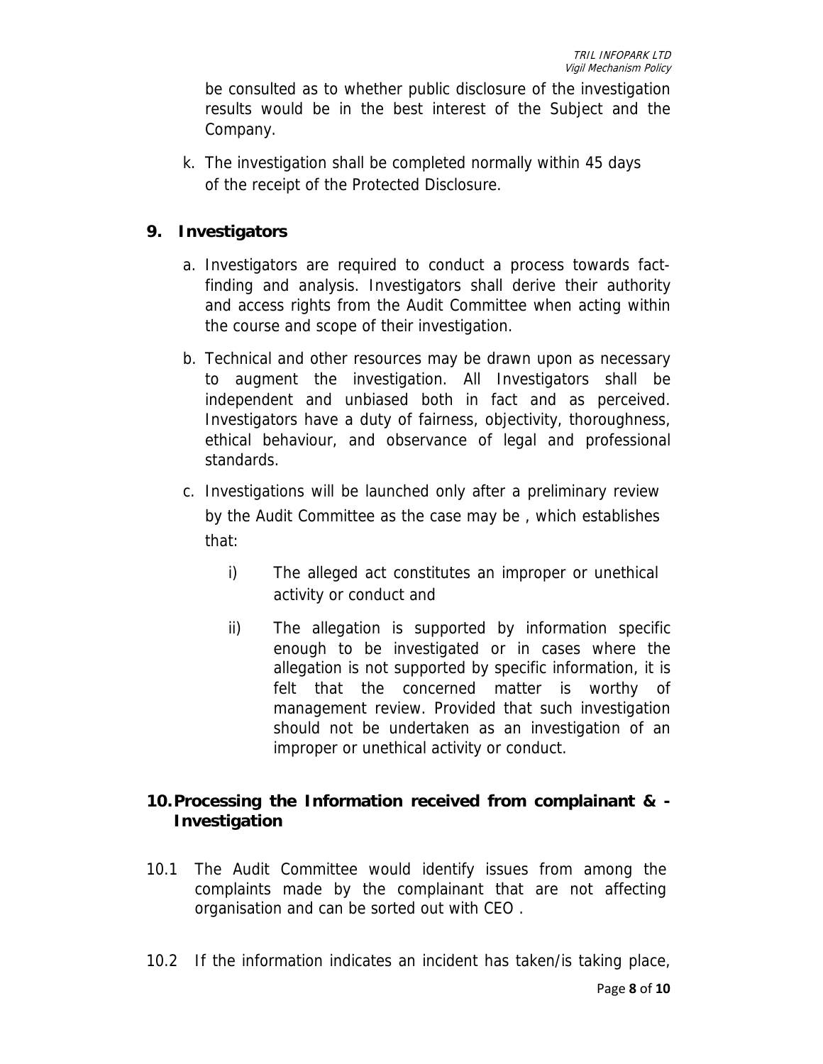be consulted as to whether public disclosure of the investigation results would be in the best interest of the Subject and the Company.

k. The investigation shall be completed normally within 45 days of the receipt of the Protected Disclosure.

## 9. Investigators

a. Investigators are required to conduct a process towards fact-finding and analysis. Investigators shall derive their authority and access rights from the Audit Committee when acting within the course and scope of their investigation.

b. Technical and other resources may be drawn upon as necessary to augment the investigation. All Investigators shall be independent and unbiased both in fact and as perceived. Investigators have a duty of fairness, objectivity, thoroughness, ethical behaviour, and observance of legal and professional standards.

c. Investigations will be launched only after a preliminary review by the Audit Committee as the case may be , which establishes that:

   i) The alleged act constitutes an improper or unethical activity or conduct and

   ii) The allegation is supported by information specific enough to be investigated or in cases where the allegation is not supported by specific information, it is felt that the concerned matter is worthy of management review. Provided that such investigation should not be undertaken as an investigation of an improper or unethical activity or conduct.

## 10. Processing the Information received from complainant & - Investigation

10.1 The Audit Committee would identify issues from among the complaints made by the complainant that are not affecting organisation and can be sorted out with CEO .

10.2 If the information indicates an incident has taken/is taking place,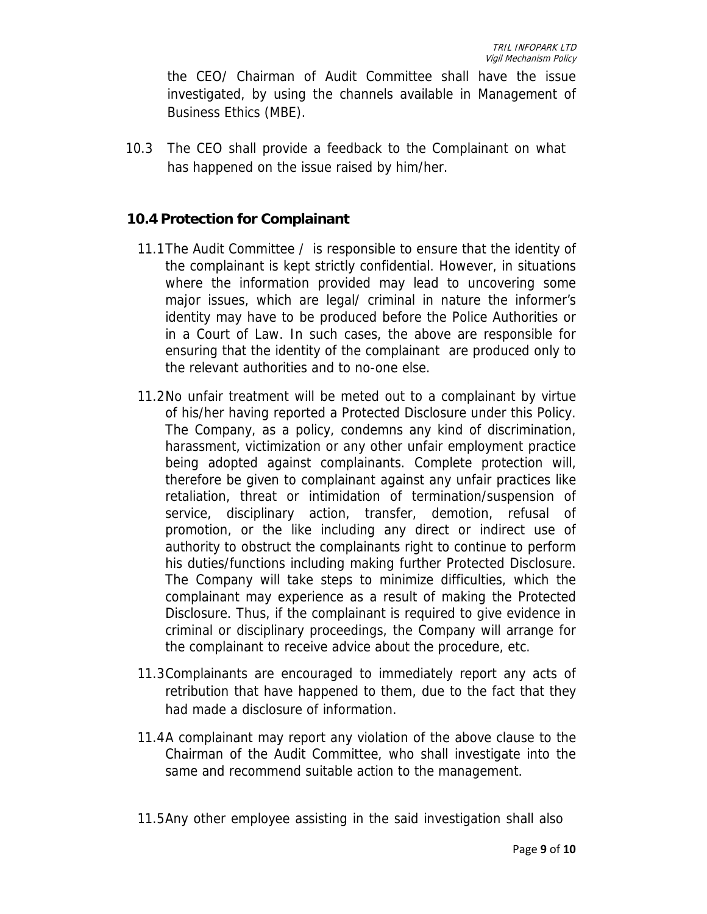the CEO/ Chairman of Audit Committee shall have the issue investigated, by using the channels available in Management of Business Ethics (MBE).

10.3 The CEO shall provide a feedback to the Complainant on what has happened on the issue raised by him/her.

**10.4 Protection for Complainant**

11.1 The Audit Committee / is responsible to ensure that the identity of the complainant is kept strictly confidential. However, in situations where the information provided may lead to uncovering some major issues, which are legal/ criminal in nature the informer's identity may have to be produced before the Police Authorities or in a Court of Law. In such cases, the above are responsible for ensuring that the identity of the complainant are produced only to the relevant authorities and to no-one else.

11.2 No unfair treatment will be meted out to a complainant by virtue of his/her having reported a Protected Disclosure under this Policy. The Company, as a policy, condemns any kind of discrimination, harassment, victimization or any other unfair employment practice being adopted against complainants. Complete protection will, therefore be given to complainant against any unfair practices like retaliation, threat or intimidation of termination/suspension of service, disciplinary action, transfer, demotion, refusal of promotion, or the like including any direct or indirect use of authority to obstruct the complainants right to continue to perform his duties/functions including making further Protected Disclosure. The Company will take steps to minimize difficulties, which the complainant may experience as a result of making the Protected Disclosure. Thus, if the complainant is required to give evidence in criminal or disciplinary proceedings, the Company will arrange for the complainant to receive advice about the procedure, etc.

11.3 Complainants are encouraged to immediately report any acts of retribution that have happened to them, due to the fact that they had made a disclosure of information.

11.4 A complainant may report any violation of the above clause to the Chairman of the Audit Committee, who shall investigate into the same and recommend suitable action to the management.

11.5 Any other employee assisting in the said investigation shall also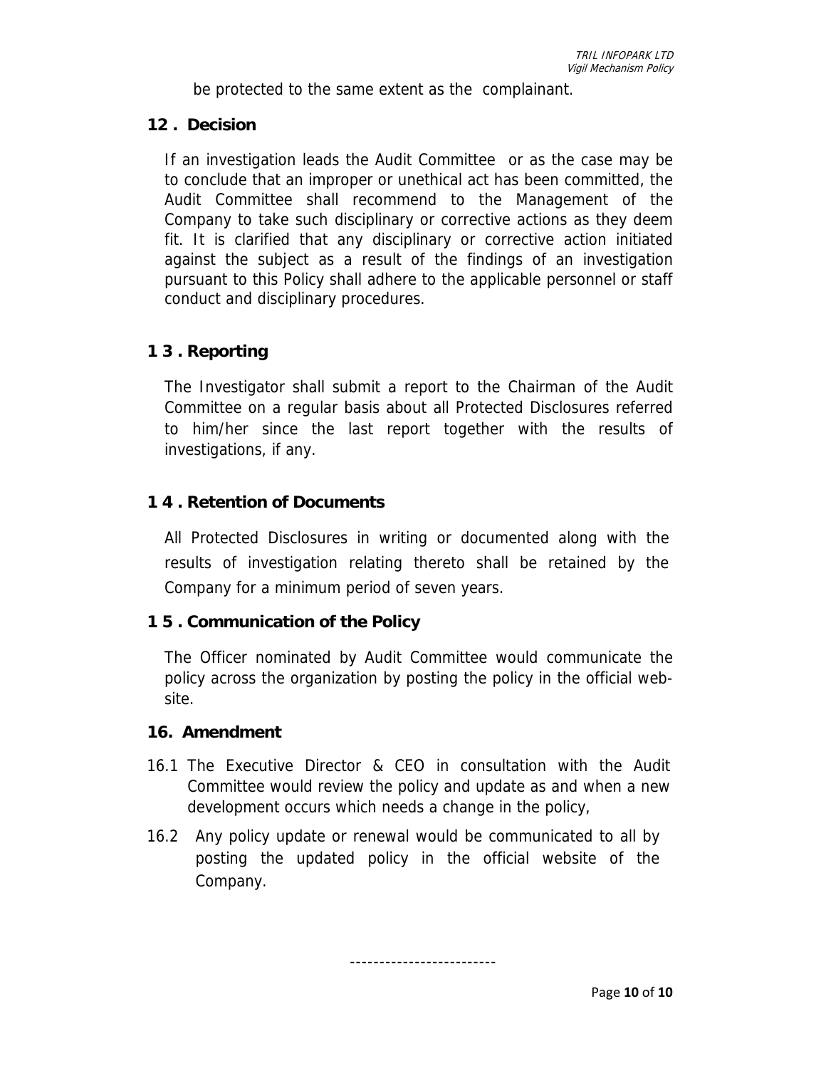be protected to the same extent as the complainant.

## 12 . Decision

If an investigation leads the Audit Committee or as the case may be to conclude that an improper or unethical act has been committed, the Audit Committee shall recommend to the Management of the Company to take such disciplinary or corrective actions as they deem fit. It is clarified that any disciplinary or corrective action initiated against the subject as a result of the findings of an investigation pursuant to this Policy shall adhere to the applicable personnel or staff conduct and disciplinary procedures.

## 1 3 . Reporting

The Investigator shall submit a report to the Chairman of the Audit Committee on a regular basis about all Protected Disclosures referred to him/her since the last report together with the results of investigations, if any.

## 1 4 . Retention of Documents

All Protected Disclosures in writing or documented along with the results of investigation relating thereto shall be retained by the Company for a minimum period of seven years.

## 1 5 . Communication of the Policy

The Officer nominated by Audit Committee would communicate the policy across the organization by posting the policy in the official web-site.

## 16. Amendment

16.1 The Executive Director & CEO in consultation with the Audit Committee would review the policy and update as and when a new development occurs which needs a change in the policy,

16.2 Any policy update or renewal would be communicated to all by posting the updated policy in the official website of the Company.

-------------------------